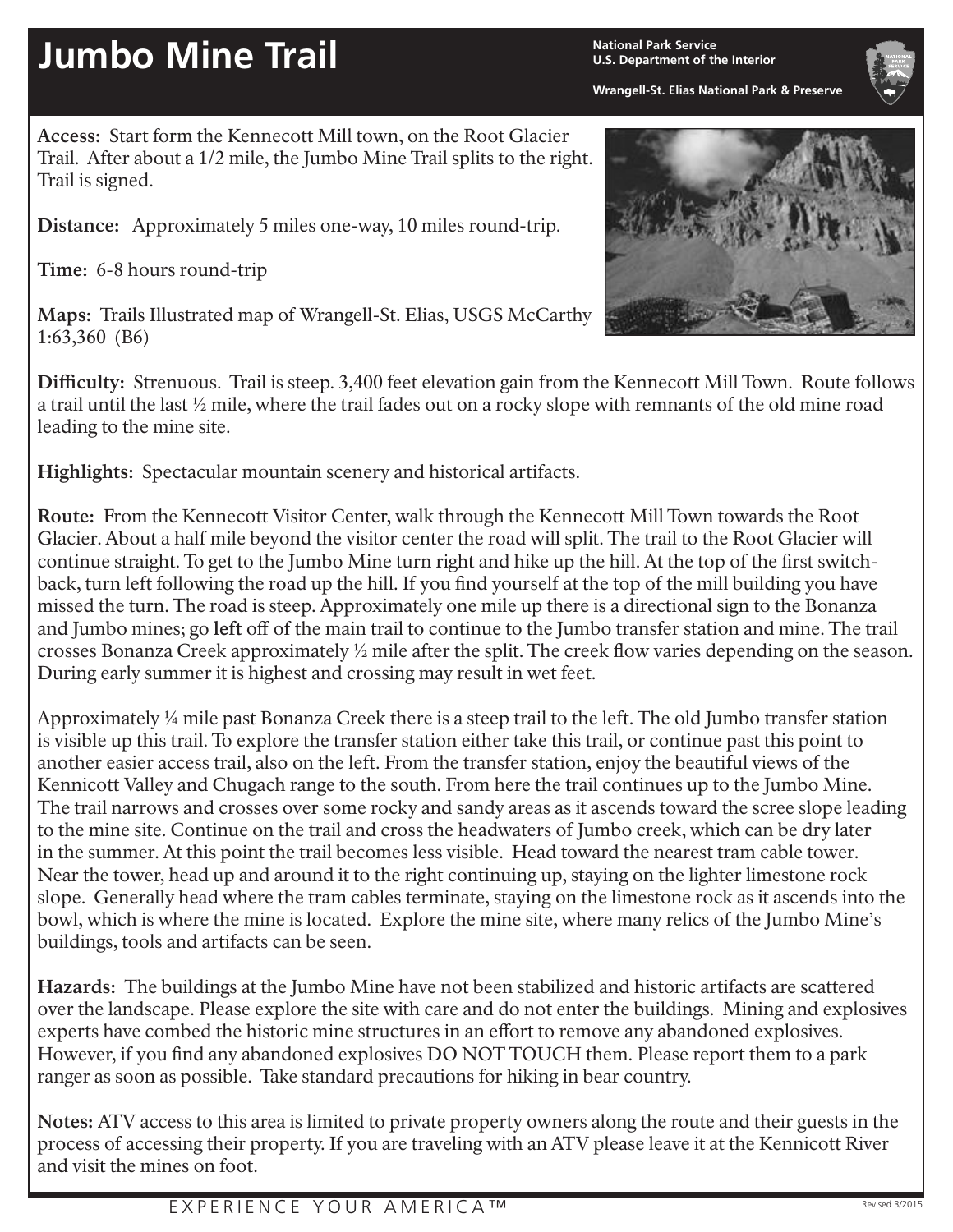# Jumbo Mine Trail

National Park Service
U.S. Department of the Interior

Wrangell-St. Elias National Park & Preserve

**Access:** Start form the Kennecott Mill town, on the Root Glacier Trail. After about a 1/2 mile, the Jumbo Mine Trail splits to the right. Trail is signed.

**Distance:** Approximately 5 miles one-way, 10 miles round-trip.

**Time:** 6-8 hours round-trip

**Maps:** Trails Illustrated map of Wrangell-St. Elias, USGS McCarthy 1:63,360 (B6)

**Difficulty:** Strenuous. Trail is steep. 3,400 feet elevation gain from the Kennecott Mill Town. Route follows a trail until the last ½ mile, where the trail fades out on a rocky slope with remnants of the old mine road leading to the mine site.

**Highlights:** Spectacular mountain scenery and historical artifacts.

**Route:** From the Kennecott Visitor Center, walk through the Kennecott Mill Town towards the Root Glacier. About a half mile beyond the visitor center the road will split. The trail to the Root Glacier will continue straight. To get to the Jumbo Mine turn right and hike up the hill. At the top of the first switch-back, turn left following the road up the hill. If you find yourself at the top of the mill building you have missed the turn. The road is steep. Approximately one mile up there is a directional sign to the Bonanza and Jumbo mines; go **left** off of the main trail to continue to the Jumbo transfer station and mine. The trail crosses Bonanza Creek approximately ½ mile after the split. The creek flow varies depending on the season. During early summer it is highest and crossing may result in wet feet.

Approximately ¼ mile past Bonanza Creek there is a steep trail to the left. The old Jumbo transfer station is visible up this trail. To explore the transfer station either take this trail, or continue past this point to another easier access trail, also on the left. From the transfer station, enjoy the beautiful views of the Kennicott Valley and Chugach range to the south. From here the trail continues up to the Jumbo Mine. The trail narrows and crosses over some rocky and sandy areas as it ascends toward the scree slope leading to the mine site. Continue on the trail and cross the headwaters of Jumbo creek, which can be dry later in the summer. At this point the trail becomes less visible. Head toward the nearest tram cable tower. Near the tower, head up and around it to the right continuing up, staying on the lighter limestone rock slope. Generally head where the tram cables terminate, staying on the limestone rock as it ascends into the bowl, which is where the mine is located. Explore the mine site, where many relics of the Jumbo Mine's buildings, tools and artifacts can be seen.

**Hazards:** The buildings at the Jumbo Mine have not been stabilized and historic artifacts are scattered over the landscape. Please explore the site with care and do not enter the buildings. Mining and explosives experts have combed the historic mine structures in an effort to remove any abandoned explosives. However, if you find any abandoned explosives DO NOT TOUCH them. Please report them to a park ranger as soon as possible. Take standard precautions for hiking in bear country.

**Notes:** ATV access to this area is limited to private property owners along the route and their guests in the process of accessing their property. If you are traveling with an ATV please leave it at the Kennicott River and visit the mines on foot.

EXPERIENCE YOUR AMERICA™

Revised 3/2015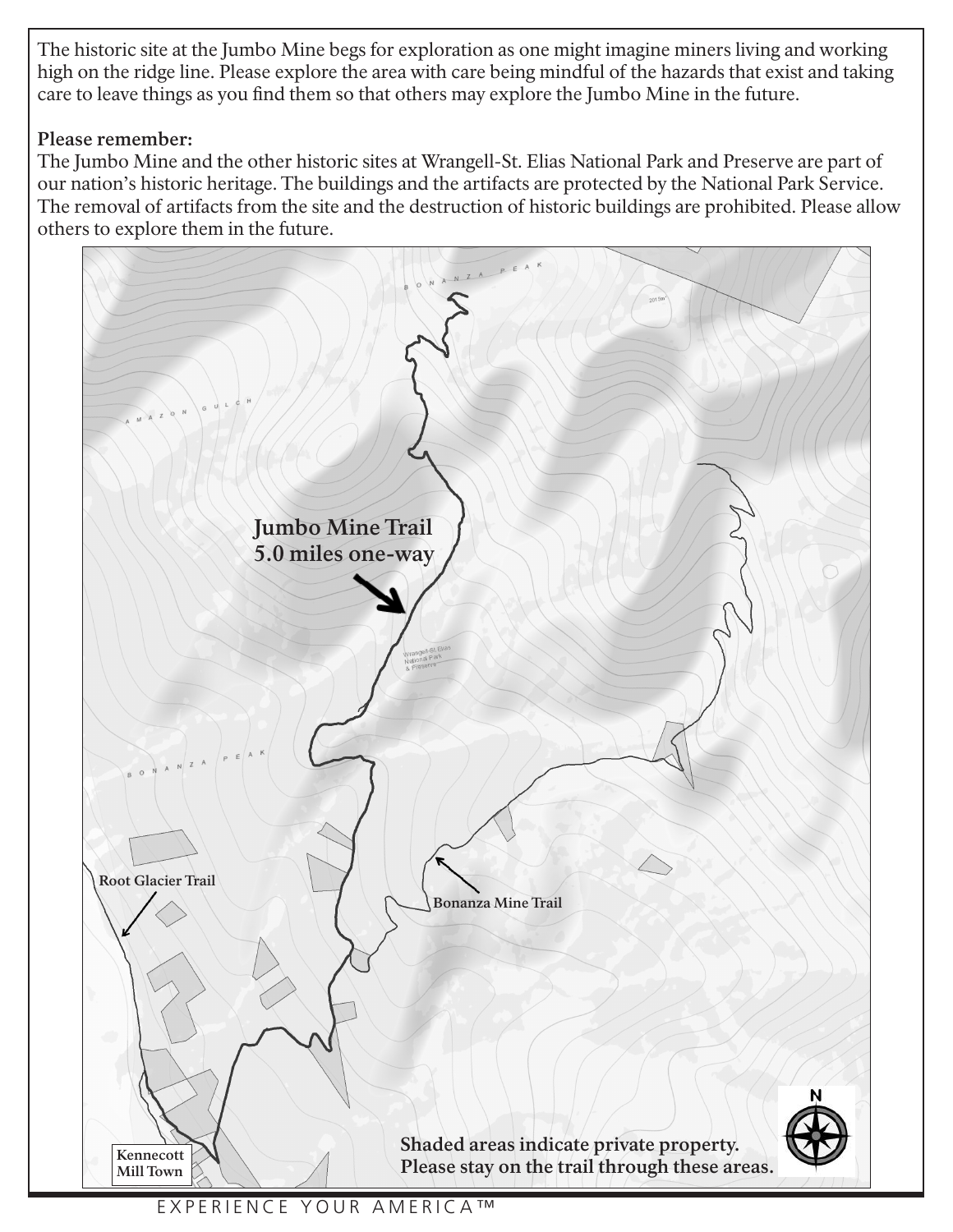The historic site at the Jumbo Mine begs for exploration as one might imagine miners living and working high on the ridge line. Please explore the area with care being mindful of the hazards that exist and taking care to leave things as you find them so that others may explore the Jumbo Mine in the future.

**Please remember:**
The Jumbo Mine and the other historic sites at Wrangell-St. Elias National Park and Preserve are part of our nation's historic heritage. The buildings and the artifacts are protected by the National Park Service. The removal of artifacts from the site and the destruction of historic buildings are prohibited. Please allow others to explore them in the future.

BONANZA PEAK

2015m

AMAZON GULCH

**Jumbo Mine Trail**
**5.0 miles one-way**

Wrangell-St. Elias National Park & Preserve

BONANZA PEAK

Root Glacier Trail

Bonanza Mine Trail

Kennecott Mill Town

**Shaded areas indicate private property.**
**Please stay on the trail through these areas.**

N

EXPERIENCE YOUR AMERICA™